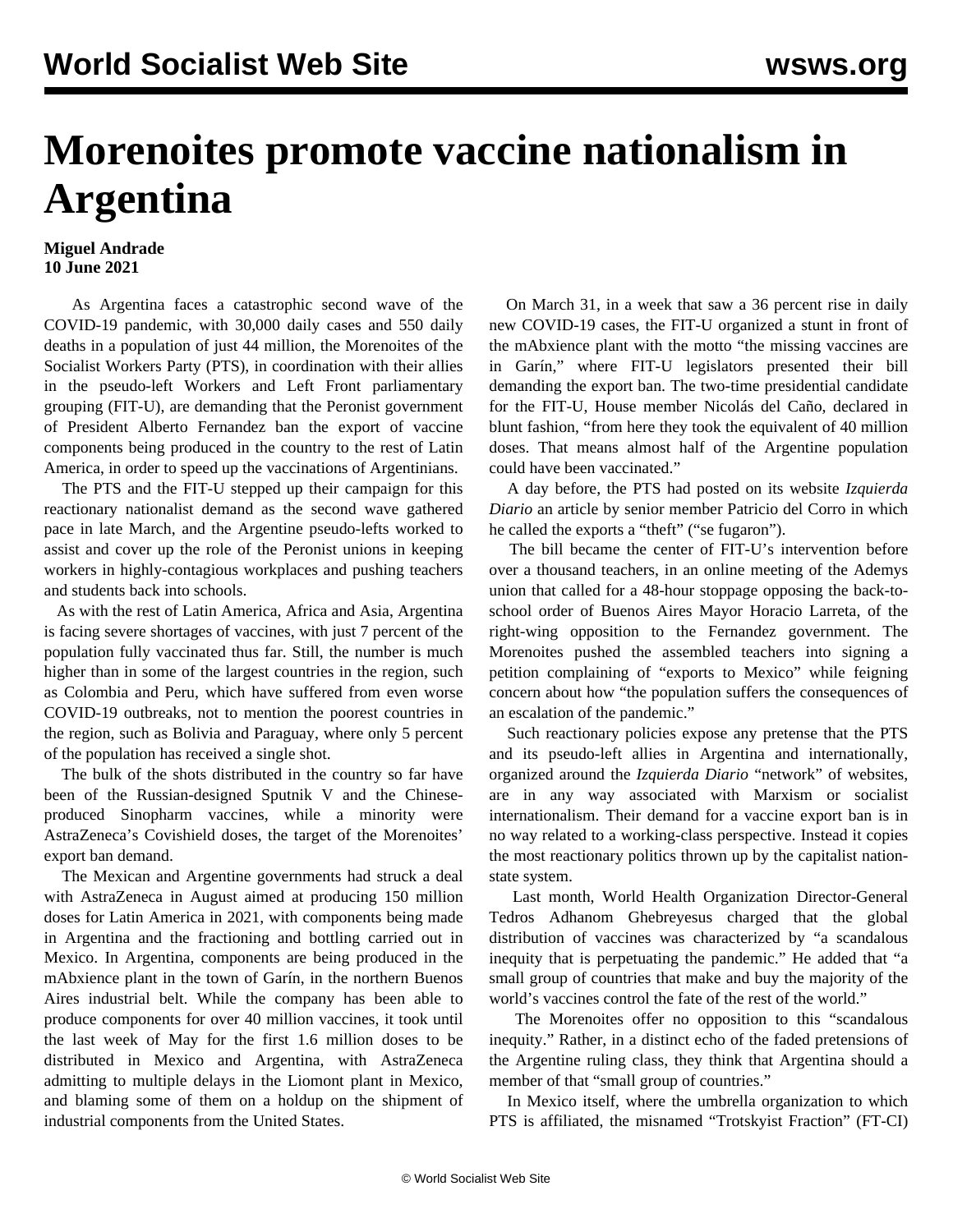# Morenoites promote vaccine nationalism in Argentina

**Miguel Andrade**
**10 June 2021**

As Argentina faces a catastrophic second wave of the COVID-19 pandemic, with 30,000 daily cases and 550 daily deaths in a population of just 44 million, the Morenoites of the Socialist Workers Party (PTS), in coordination with their allies in the pseudo-left Workers and Left Front parliamentary grouping (FIT-U), are demanding that the Peronist government of President Alberto Fernandez ban the export of vaccine components being produced in the country to the rest of Latin America, in order to speed up the vaccinations of Argentinians.

The PTS and the FIT-U stepped up their campaign for this reactionary nationalist demand as the second wave gathered pace in late March, and the Argentine pseudo-lefts worked to assist and cover up the role of the Peronist unions in keeping workers in highly-contagious workplaces and pushing teachers and students back into schools.

As with the rest of Latin America, Africa and Asia, Argentina is facing severe shortages of vaccines, with just 7 percent of the population fully vaccinated thus far. Still, the number is much higher than in some of the largest countries in the region, such as Colombia and Peru, which have suffered from even worse COVID-19 outbreaks, not to mention the poorest countries in the region, such as Bolivia and Paraguay, where only 5 percent of the population has received a single shot.

The bulk of the shots distributed in the country so far have been of the Russian-designed Sputnik V and the Chinese-produced Sinopharm vaccines, while a minority were AstraZeneca's Covishield doses, the target of the Morenoites' export ban demand.

The Mexican and Argentine governments had struck a deal with AstraZeneca in August aimed at producing 150 million doses for Latin America in 2021, with components being made in Argentina and the fractioning and bottling carried out in Mexico. In Argentina, components are being produced in the mAbxience plant in the town of Garín, in the northern Buenos Aires industrial belt. While the company has been able to produce components for over 40 million vaccines, it took until the last week of May for the first 1.6 million doses to be distributed in Mexico and Argentina, with AstraZeneca admitting to multiple delays in the Liomont plant in Mexico, and blaming some of them on a holdup on the shipment of industrial components from the United States.

On March 31, in a week that saw a 36 percent rise in daily new COVID-19 cases, the FIT-U organized a stunt in front of the mAbxience plant with the motto "the missing vaccines are in Garín," where FIT-U legislators presented their bill demanding the export ban. The two-time presidential candidate for the FIT-U, House member Nicolás del Caño, declared in blunt fashion, "from here they took the equivalent of 40 million doses. That means almost half of the Argentine population could have been vaccinated."

A day before, the PTS had posted on its website *Izquierda Diario* an article by senior member Patricio del Corro in which he called the exports a "theft" ("se fugaron").

The bill became the center of FIT-U's intervention before over a thousand teachers, in an online meeting of the Ademys union that called for a 48-hour stoppage opposing the back-to-school order of Buenos Aires Mayor Horacio Larreta, of the right-wing opposition to the Fernandez government. The Morenoites pushed the assembled teachers into signing a petition complaining of "exports to Mexico" while feigning concern about how "the population suffers the consequences of an escalation of the pandemic."

Such reactionary policies expose any pretense that the PTS and its pseudo-left allies in Argentina and internationally, organized around the *Izquierda Diario* "network" of websites, are in any way associated with Marxism or socialist internationalism. Their demand for a vaccine export ban is in no way related to a working-class perspective. Instead it copies the most reactionary politics thrown up by the capitalist nation-state system.

Last month, World Health Organization Director-General Tedros Adhanom Ghebreyesus charged that the global distribution of vaccines was characterized by "a scandalous inequity that is perpetuating the pandemic." He added that "a small group of countries that make and buy the majority of the world's vaccines control the fate of the rest of the world."

The Morenoites offer no opposition to this "scandalous inequity." Rather, in a distinct echo of the faded pretensions of the Argentine ruling class, they think that Argentina should a member of that "small group of countries."

In Mexico itself, where the umbrella organization to which PTS is affiliated, the misnamed "Trotskyist Fraction" (FT-CI)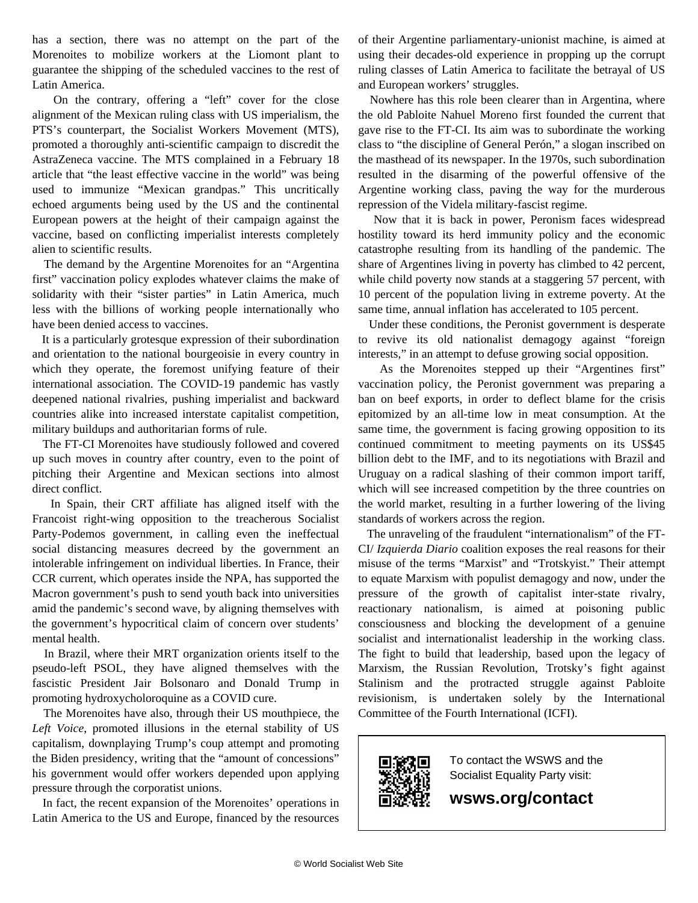has a section, there was no attempt on the part of the Morenoites to mobilize workers at the Liomont plant to guarantee the shipping of the scheduled vaccines to the rest of Latin America.

On the contrary, offering a "left" cover for the close alignment of the Mexican ruling class with US imperialism, the PTS's counterpart, the Socialist Workers Movement (MTS), promoted a thoroughly anti-scientific campaign to discredit the AstraZeneca vaccine. The MTS complained in a February 18 article that "the least effective vaccine in the world" was being used to immunize "Mexican grandpas." This uncritically echoed arguments being used by the US and the continental European powers at the height of their campaign against the vaccine, based on conflicting imperialist interests completely alien to scientific results.

The demand by the Argentine Morenoites for an "Argentina first" vaccination policy explodes whatever claims the make of solidarity with their "sister parties" in Latin America, much less with the billions of working people internationally who have been denied access to vaccines.

It is a particularly grotesque expression of their subordination and orientation to the national bourgeoisie in every country in which they operate, the foremost unifying feature of their international association. The COVID-19 pandemic has vastly deepened national rivalries, pushing imperialist and backward countries alike into increased interstate capitalist competition, military buildups and authoritarian forms of rule.

The FT-CI Morenoites have studiously followed and covered up such moves in country after country, even to the point of pitching their Argentine and Mexican sections into almost direct conflict.

In Spain, their CRT affiliate has aligned itself with the Francoist right-wing opposition to the treacherous Socialist Party-Podemos government, in calling even the ineffectual social distancing measures decreed by the government an intolerable infringement on individual liberties. In France, their CCR current, which operates inside the NPA, has supported the Macron government's push to send youth back into universities amid the pandemic's second wave, by aligning themselves with the government's hypocritical claim of concern over students' mental health.

In Brazil, where their MRT organization orients itself to the pseudo-left PSOL, they have aligned themselves with the fascistic President Jair Bolsonaro and Donald Trump in promoting hydroxycholoroquine as a COVID cure.

The Morenoites have also, through their US mouthpiece, the *Left Voice*, promoted illusions in the eternal stability of US capitalism, downplaying Trump's coup attempt and promoting the Biden presidency, writing that the "amount of concessions" his government would offer workers depended upon applying pressure through the corporatist unions.

In fact, the recent expansion of the Morenoites' operations in Latin America to the US and Europe, financed by the resources of their Argentine parliamentary-unionist machine, is aimed at using their decades-old experience in propping up the corrupt ruling classes of Latin America to facilitate the betrayal of US and European workers' struggles.

Nowhere has this role been clearer than in Argentina, where the old Pabloite Nahuel Moreno first founded the current that gave rise to the FT-CI. Its aim was to subordinate the working class to "the discipline of General Perón," a slogan inscribed on the masthead of its newspaper. In the 1970s, such subordination resulted in the disarming of the powerful offensive of the Argentine working class, paving the way for the murderous repression of the Videla military-fascist regime.

Now that it is back in power, Peronism faces widespread hostility toward its herd immunity policy and the economic catastrophe resulting from its handling of the pandemic. The share of Argentines living in poverty has climbed to 42 percent, while child poverty now stands at a staggering 57 percent, with 10 percent of the population living in extreme poverty. At the same time, annual inflation has accelerated to 105 percent.

Under these conditions, the Peronist government is desperate to revive its old nationalist demagogy against "foreign interests," in an attempt to defuse growing social opposition.

As the Morenoites stepped up their "Argentines first" vaccination policy, the Peronist government was preparing a ban on beef exports, in order to deflect blame for the crisis epitomized by an all-time low in meat consumption. At the same time, the government is facing growing opposition to its continued commitment to meeting payments on its US$45 billion debt to the IMF, and to its negotiations with Brazil and Uruguay on a radical slashing of their common import tariff, which will see increased competition by the three countries on the world market, resulting in a further lowering of the living standards of workers across the region.

The unraveling of the fraudulent "internationalism" of the FT-CI/ *Izquierda Diario* coalition exposes the real reasons for their misuse of the terms "Marxist" and "Trotskyist." Their attempt to equate Marxism with populist demagogy and now, under the pressure of the growth of capitalist inter-state rivalry, reactionary nationalism, is aimed at poisoning public consciousness and blocking the development of a genuine socialist and internationalist leadership in the working class. The fight to build that leadership, based upon the legacy of Marxism, the Russian Revolution, Trotsky's fight against Stalinism and the protracted struggle against Pabloite revisionism, is undertaken solely by the International Committee of the Fourth International (ICFI).

To contact the WSWS and the Socialist Equality Party visit:

**wsws.org/contact**